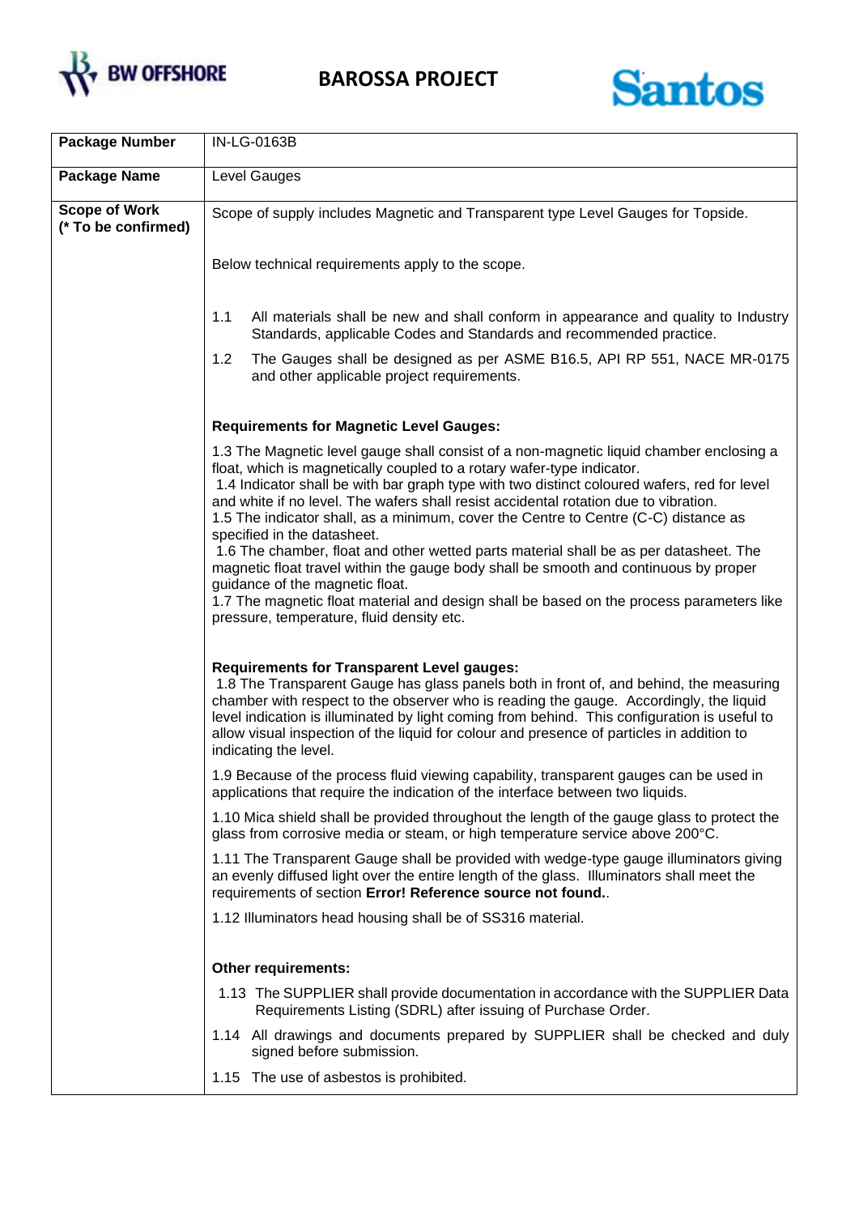# BAROSSA PROJECT

| Package Number | IN-LG-0163B |
|---|---|
| **Package Name** | Level Gauges |
| **Scope of Work (* To be confirmed)** | Scope of supply includes Magnetic and Transparent type Level Gauges for Topside. |

Below technical requirements apply to the scope.

1.1 All materials shall be new and shall conform in appearance and quality to Industry Standards, applicable Codes and Standards and recommended practice.

1.2 The Gauges shall be designed as per ASME B16.5, API RP 551, NACE MR-0175 and other applicable project requirements.

**Requirements for Magnetic Level Gauges:**

1.3 The Magnetic level gauge shall consist of a non-magnetic liquid chamber enclosing a float, which is magnetically coupled to a rotary wafer-type indicator.
1.4 Indicator shall be with bar graph type with two distinct coloured wafers, red for level and white if no level. The wafers shall resist accidental rotation due to vibration.
1.5 The indicator shall, as a minimum, cover the Centre to Centre (C-C) distance as specified in the datasheet.
1.6 The chamber, float and other wetted parts material shall be as per datasheet. The magnetic float travel within the gauge body shall be smooth and continuous by proper guidance of the magnetic float.
1.7 The magnetic float material and design shall be based on the process parameters like pressure, temperature, fluid density etc.

**Requirements for Transparent Level gauges:**
1.8 The Transparent Gauge has glass panels both in front of, and behind, the measuring chamber with respect to the observer who is reading the gauge. Accordingly, the liquid level indication is illuminated by light coming from behind. This configuration is useful to allow visual inspection of the liquid for colour and presence of particles in addition to indicating the level.

1.9 Because of the process fluid viewing capability, transparent gauges can be used in applications that require the indication of the interface between two liquids.

1.10 Mica shield shall be provided throughout the length of the gauge glass to protect the glass from corrosive media or steam, or high temperature service above 200°C.

1.11 The Transparent Gauge shall be provided with wedge-type gauge illuminators giving an evenly diffused light over the entire length of the glass. Illuminators shall meet the requirements of section **Error! Reference source not found.**.

1.12 Illuminators head housing shall be of SS316 material.

**Other requirements:**

1.13 The SUPPLIER shall provide documentation in accordance with the SUPPLIER Data Requirements Listing (SDRL) after issuing of Purchase Order.

1.14 All drawings and documents prepared by SUPPLIER shall be checked and duly signed before submission.

1.15 The use of asbestos is prohibited.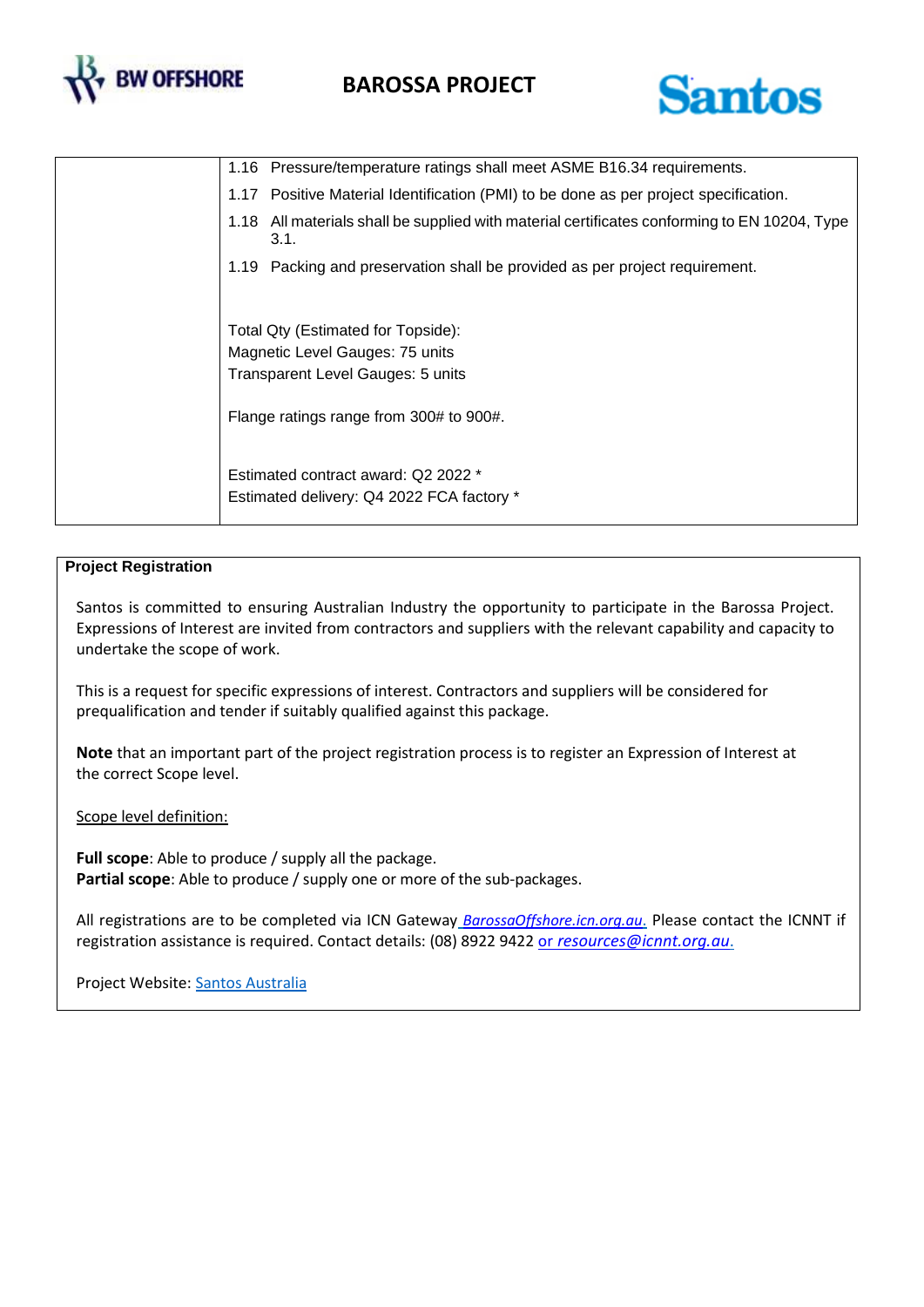| | |
|---|---|
| | 1.16 Pressure/temperature ratings shall meet ASME B16.34 requirements.<br>1.17 Positive Material Identification (PMI) to be done as per project specification.<br>1.18 All materials shall be supplied with material certificates conforming to EN 10204, Type 3.1.<br>1.19 Packing and preservation shall be provided as per project requirement.<br><br>Total Qty (Estimated for Topside):<br>Magnetic Level Gauges: 75 units<br>Transparent Level Gauges: 5 units<br><br>Flange ratings range from 300# to 900#.<br><br>Estimated contract award: Q2 2022 *<br>Estimated delivery: Q4 2022 FCA factory * |

**Project Registration**

Santos is committed to ensuring Australian Industry the opportunity to participate in the Barossa Project. Expressions of Interest are invited from contractors and suppliers with the relevant capability and capacity to undertake the scope of work.

This is a request for specific expressions of interest. Contractors and suppliers will be considered for prequalification and tender if suitably qualified against this package.

**Note** that an important part of the project registration process is to register an Expression of Interest at the correct Scope level.

Scope level definition:

**Full scope**: Able to produce / supply all the package.
**Partial scope**: Able to produce / supply one or more of the sub-packages.

All registrations are to be completed via ICN Gateway *BarossaOffshore.icn.org.au*. Please contact the ICNNT if registration assistance is required. Contact details: (08) 8922 9422 or *resources@icnnt.org.au*.

Project Website: Santos Australia